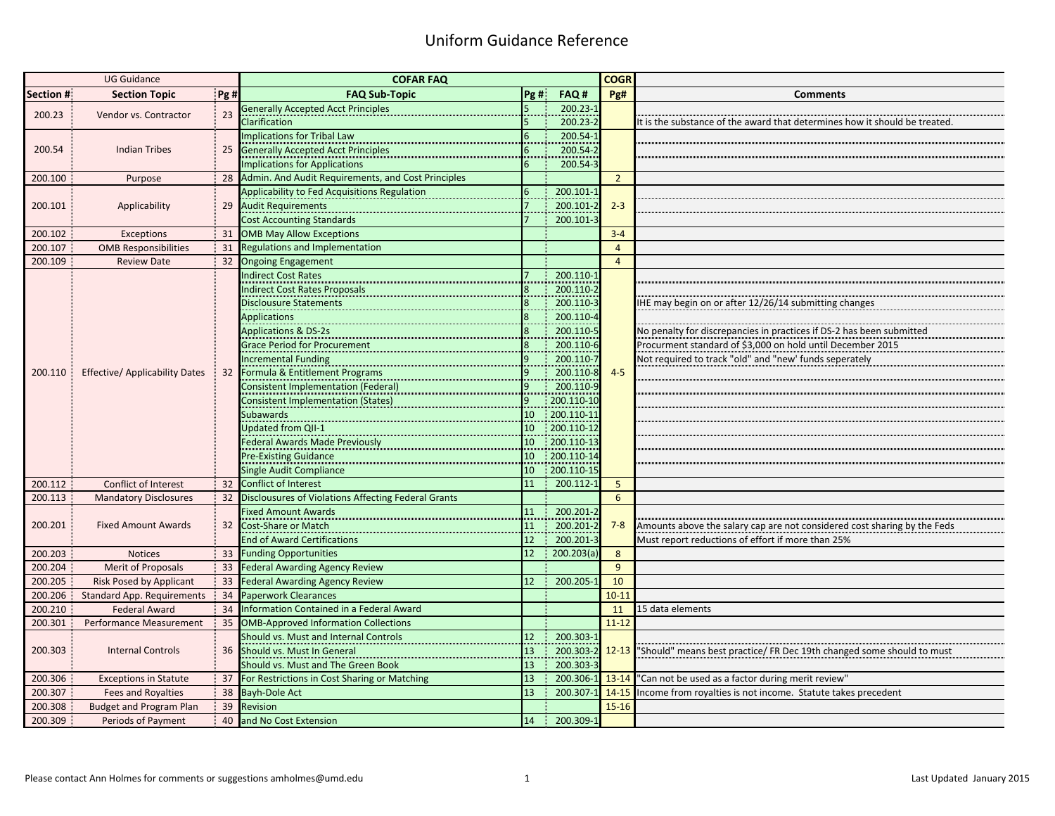# Uniform Guidance Reference

| UG Guidance | | | COFAR FAQ | | | COGR | |
|---|---|---|---|---|---|---|---|
| **Section #** | **Section Topic** | **Pg #** | **FAQ Sub-Topic** | **Pg #** | **FAQ #** | **Pg#** | **Comments** |
| 200.23 | Vendor vs. Contractor | 23 | Generally Accepted Acct Principles | 5 | 200.23-1 | | |
| | | | Clarification | 5 | 200.23-2 | | It is the substance of the award that determines how it should be treated. |
| 200.54 | Indian Tribes | 25 | Implications for Tribal Law | 6 | 200.54-1 | | |
| | | | Generally Accepted Acct Principles | 6 | 200.54-2 | | |
| | | | Implications for Applications | 6 | 200.54-3 | | |
| 200.100 | Purpose | 28 | Admin. And Audit Requirements, and Cost Principles | | | 2 | |
| 200.101 | Applicability | 29 | Applicability to Fed Acquisitions Regulation | 6 | 200.101-1 | 2-3 | |
| | | | Audit Requirements | 7 | 200.101-2 | | |
| | | | Cost Accounting Standards | 7 | 200.101-3 | | |
| 200.102 | Exceptions | 31 | OMB May Allow Exceptions | | | 3-4 | |
| 200.107 | OMB Responsibilities | 31 | Regulations and Implementation | | | 4 | |
| 200.109 | Review Date | 32 | Ongoing Engagement | | | 4 | |
| 200.110 | Effective/ Applicability Dates | 32 | Indirect Cost Rates | 7 | 200.110-1 | 4-5 | |
| | | | Indirect Cost Rates Proposals | 8 | 200.110-2 | | |
| | | | Disclousure Statements | 8 | 200.110-3 | | IHE may begin on or after 12/26/14 submitting changes |
| | | | Applications | 8 | 200.110-4 | | |
| | | | Applications & DS-2s | 8 | 200.110-5 | | No penalty for discrepancies in practices if DS-2 has been submitted |
| | | | Grace Period for Procurement | 8 | 200.110-6 | | Procurment standard of $3,000 on hold until December 2015 |
| | | | Incremental Funding | 9 | 200.110-7 | | Not required to track "old" and "new' funds seperately |
| | | | Formula & Entitlement Programs | 9 | 200.110-8 | | |
| | | | Consistent Implementation (Federal) | 9 | 200.110-9 | | |
| | | | Consistent Implementation (States) | 9 | 200.110-10 | | |
| | | | Subawards | 10 | 200.110-11 | | |
| | | | Updated from QII-1 | 10 | 200.110-12 | | |
| | | | Federal Awards Made Previously | 10 | 200.110-13 | | |
| | | | Pre-Existing Guidance | 10 | 200.110-14 | | |
| | | | Single Audit Compliance | 10 | 200.110-15 | | |
| 200.112 | Conflict of Interest | 32 | Conflict of Interest | 11 | 200.112-1 | 5 | |
| 200.113 | Mandatory Disclosures | 32 | Discloусures of Violations Affecting Federal Grants | | | 6 | |
| 200.201 | Fixed Amount Awards | 32 | Fixed Amount Awards | 11 | 200.201-2 | 7-8 | |
| | | | Cost-Share or Match | 11 | 200.201-2 | | Amounts above the salary cap are not considered cost sharing by the Feds |
| | | | End of Award Certifications | 12 | 200.201-3 | | Must report reductions of effort if more than 25% |
| 200.203 | Notices | 33 | Funding Opportunities | 12 | 200.203(a) | 8 | |
| 200.204 | Merit of Proposals | 33 | Federal Awarding Agency Review | | | 9 | |
| 200.205 | Risk Posed by Applicant | 33 | Federal Awarding Agency Review | 12 | 200.205-1 | 10 | |
| 200.206 | Standard App. Requirements | 34 | Paperwork Clearances | | | 10-11 | |
| 200.210 | Federal Award | 34 | Information Contained in a Federal Award | | | 11 | 15 data elements |
| 200.301 | Performance Measurement | 35 | OMB-Approved Information Collections | | | 11-12 | |
| 200.303 | Internal Controls | 36 | Should vs. Must and Internal Controls | 12 | 200.303-1 | 12-13 | |
| | | | Should vs. Must In General | 13 | 200.303-2 | | "Should" means best practice/ FR Dec 19th changed some should to must |
| | | | Should vs. Must and The Green Book | 13 | 200.303-3 | | |
| 200.306 | Exceptions in Statute | 37 | For Restrictions in Cost Sharing or Matching | 13 | 200.306-1 | 13-14 | "Can not be used as a factor during merit review" |
| 200.307 | Fees and Royalties | 38 | Bayh-Dole Act | 13 | 200.307-1 | 14-15 | Income from royalties is not income. Statute takes precedent |
| 200.308 | Budget and Program Plan | 39 | Revision | | | 15-16 | |
| 200.309 | Periods of Payment | 40 | and No Cost Extension | 14 | 200.309-1 | | |

Please contact Ann Holmes for comments or suggestions amholmes@umd.edu

Last Updated January 2015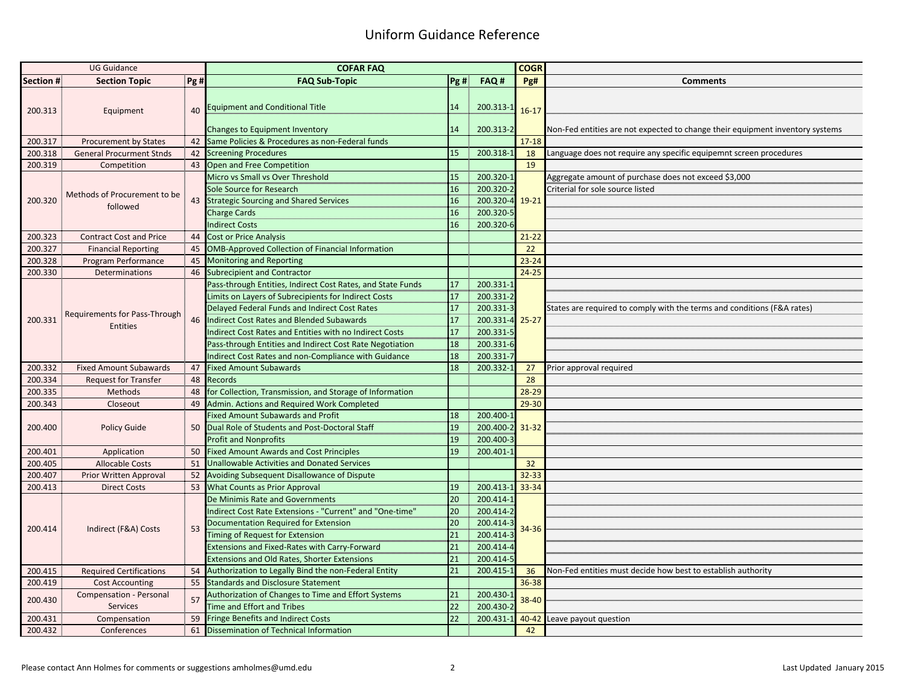# Uniform Guidance Reference

| UG Guidance | | | COFAR FAQ | | | COGR | |
|---|---|---|---|---|---|---|---|
| Section # | Section Topic | Pg # | FAQ Sub-Topic | Pg # | FAQ # | Pg# | Comments |
| 200.313 | Equipment | 40 | Equipment and Conditional Title | 14 | 200.313-1 | 16-17 | |
| | | | Changes to Equipment Inventory | 14 | 200.313-2 | | Non-Fed entities are not expected to change their equipment inventory systems |
| 200.317 | Procurement by States | 42 | Same Policies & Procedures as non-Federal funds | | | 17-18 | |
| 200.318 | General Procurment Stnds | 42 | Screening Procedures | 15 | 200.318-1 | 18 | Language does not require any specific equipemnt screen procedures |
| 200.319 | Competition | 43 | Open and Free Competition | | | 19 | |
| 200.320 | Methods of Procurement to be followed | 43 | Micro vs Small vs Over Threshold | 15 | 200.320-1 | 19-21 | Aggregate amount of purchase does not exceed $3,000 |
| | | | Sole Source for Research | 16 | 200.320-2 | | Criterial for sole source listed |
| | | | Strategic Sourcing and Shared Services | 16 | 200.320-4 | | |
| | | | Charge Cards | 16 | 200.320-5 | | |
| | | | Indirect Costs | 16 | 200.320-6 | | |
| 200.323 | Contract Cost and Price | 44 | Cost or Price Analysis | | | 21-22 | |
| 200.327 | Financial Reporting | 45 | OMB-Approved Collection of Financial Information | | | 22 | |
| 200.328 | Program Performance | 45 | Monitoring and Reporting | | | 23-24 | |
| 200.330 | Determinations | 46 | Subrecipient and Contractor | | | 24-25 | |
| 200.331 | Requirements for Pass-Through Entities | 46 | Pass-through Entities, Indirect Cost Rates, and State Funds | 17 | 200.331-1 | 25-27 | |
| | | | Limits on Layers of Subrecipients for Indirect Costs | 17 | 200.331-2 | | |
| | | | Delayed Federal Funds and Indirect Cost Rates | 17 | 200.331-3 | | States are required to comply with the terms and conditions (F&A rates) |
| | | | Indirect Cost Rates and Blended Subawards | 17 | 200.331-4 | | |
| | | | Indirect Cost Rates and Entities with no Indirect Costs | 17 | 200.331-5 | | |
| | | | Pass-through Entities and Indirect Cost Rate Negotiation | 18 | 200.331-6 | | |
| | | | Indirect Cost Rates and non-Compliance with Guidance | 18 | 200.331-7 | | |
| 200.332 | Fixed Amount Subawards | 47 | Fixed Amount Subawards | 18 | 200.332-1 | 27 | Prior approval required |
| 200.334 | Request for Transfer | 48 | Records | | | 28 | |
| 200.335 | Methods | 48 | for Collection, Transmission, and Storage of Information | | | 28-29 | |
| 200.343 | Closeout | 49 | Admin. Actions and Required Work Completed | | | 29-30 | |
| 200.400 | Policy Guide | 50 | Fixed Amount Subawards and Profit | 18 | 200.400-1 | 31-32 | |
| | | | Dual Role of Students and Post-Doctoral Staff | 19 | 200.400-2 | | |
| | | | Profit and Nonprofits | 19 | 200.400-3 | | |
| 200.401 | Application | 50 | Fixed Amount Awards and Cost Principles | 19 | 200.401-1 | | |
| 200.405 | Allocable Costs | 51 | Unallowable Activities and Donated Services | | | 32 | |
| 200.407 | Prior Written Approval | 52 | Avoiding Subsequent Disallowance of Dispute | | | 32-33 | |
| 200.413 | Direct Costs | 53 | What Counts as Prior Approval | 19 | 200.413-1 | 33-34 | |
| 200.414 | Indirect (F&A) Costs | 53 | De Minimis Rate and Governments | 20 | 200.414-1 | 34-36 | |
| | | | Indirect Cost Rate Extensions - "Current" and "One-time" | 20 | 200.414-2 | | |
| | | | Documentation Required for Extension | 20 | 200.414-3 | | |
| | | | Timing of Request for Extension | 21 | 200.414-3 | | |
| | | | Extensions and Fixed-Rates with Carry-Forward | 21 | 200.414-4 | | |
| | | | Extensions and Old Rates, Shorter Extensions | 21 | 200.414-5 | | |
| 200.415 | Required Certifications | 54 | Authorization to Legally Bind the non-Federal Entity | 21 | 200.415-1 | 36 | Non-Fed entities must decide how best to establish authority |
| 200.419 | Cost Accounting | 55 | Standards and Disclosure Statement | | | 36-38 | |
| 200.430 | Compensation - Personal Services | 57 | Authorization of Changes to Time and Effort Systems | 21 | 200.430-1 | 38-40 | |
| | | | Time and Effort and Tribes | 22 | 200.430-2 | | |
| 200.431 | Compensation | 59 | Fringe Benefits and Indirect Costs | 22 | 200.431-1 | 40-42 | Leave payout question |
| 200.432 | Conferences | 61 | Dissemination of Technical Information | | | 42 | |

Please contact Ann Holmes for comments or suggestions amholmes@umd.edu

Last Updated January 2015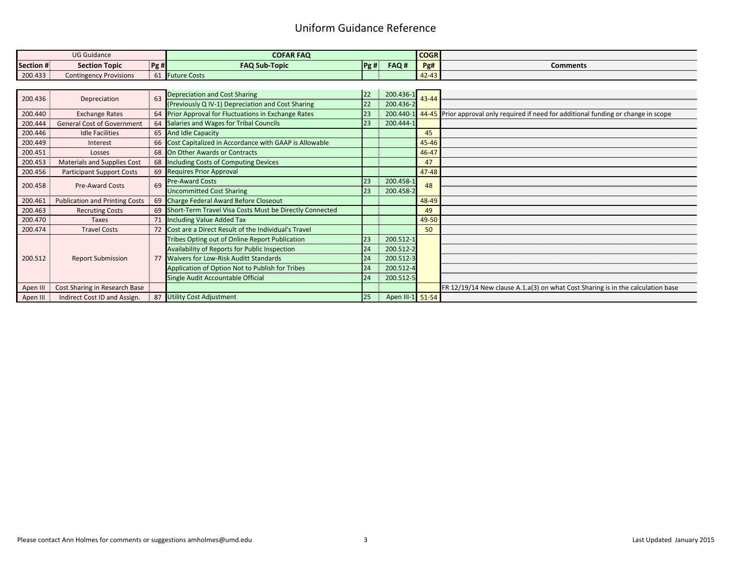# Uniform Guidance Reference

| UG Guidance | | | COFAR FAQ | | | COGR | |
|---|---|---|---|---|---|---|---|
| **Section #** | **Section Topic** | **Pg #** | **FAQ Sub-Topic** | **Pg #** | **FAQ #** | **Pg#** | **Comments** |
| 200.433 | Contingency Provisions | 61 | Future Costs | | | 42-43 | |
| 200.436 | Depreciation | 63 | Depreciation and Cost Sharing | 22 | 200.436-1 | 43-44 | |
| | | | (Previously Q IV-1) Depreciation and Cost Sharing | 22 | 200.436-2 | | |
| 200.440 | Exchange Rates | 64 | Prior Approval for Fluctuations in Exchange Rates | 23 | 200.440-1 | 44-45 | Prior approval only required if need for additional funding or change in scope |
| 200.444 | General Cost of Government | 64 | Salaries and Wages for Tribal Councils | 23 | 200.444-1 | | |
| 200.446 | Idle Facilities | 65 | And Idle Capacity | | | 45 | |
| 200.449 | Interest | 66 | Cost Capitalized in Accordance with GAAP is Allowable | | | 45-46 | |
| 200.451 | Losses | 68 | On Other Awards or Contracts | | | 46-47 | |
| 200.453 | Materials and Supplies Cost | 68 | Including Costs of Computing Devices | | | 47 | |
| 200.456 | Participant Support Costs | 69 | Requires Prior Approval | | | 47-48 | |
| 200.458 | Pre-Award Costs | 69 | Pre-Award Costs | 23 | 200.458-1 | 48 | |
| | | | Uncommitted Cost Sharing | 23 | 200.458-2 | | |
| 200.461 | Publication and Printing Costs | 69 | Charge Federal Award Before Closeout | | | 48-49 | |
| 200.463 | Recruting Costs | 69 | Short-Term Travel Visa Costs Must be Directly Connected | | | 49 | |
| 200.470 | Taxes | 71 | Including Value Added Tax | | | 49-50 | |
| 200.474 | Travel Costs | 72 | Cost are a Direct Result of the Individual's Travel | | | 50 | |
| 200.512 | Report Submission | 77 | Tribes Opting out of Online Report Publication | 23 | 200.512-1 | | |
| | | | Availability of Reports for Public Inspection | 24 | 200.512-2 | | |
| | | | Waivers for Low-Risk Auditt Standards | 24 | 200.512-3 | | |
| | | | Application of Option Not to Publish for Tribes | 24 | 200.512-4 | | |
| | | | Single Audit Accountable Official | 24 | 200.512-5 | | |
| Apen III | Cost Sharing in Research Base | | | | | | FR 12/19/14 New clause A.1.a(3) on what Cost Sharing is in the calculation base |
| Apen III | Indirect Cost ID and Assign. | 87 | Utility Cost Adjustment | 25 | Apen III-1 | 51-54 | |

Please contact Ann Holmes for comments or suggestions amholmes@umd.edu

Last Updated January 2015